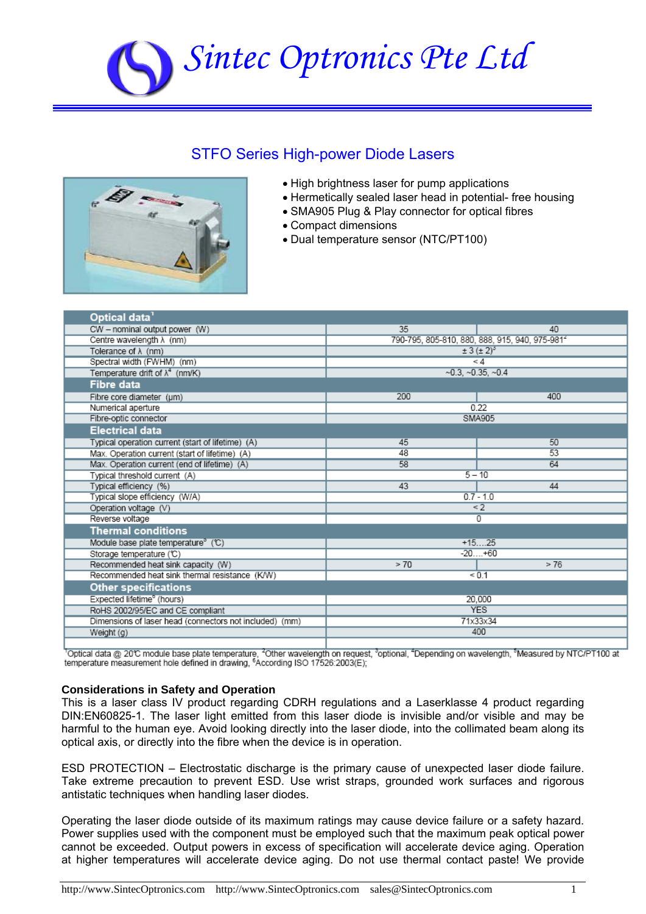# Sintec Optronics Pte Ltd

## STFO Series High-power Diode Lasers

- High brightness laser for pump applications
- Hermetically sealed laser head in potential- free housing
- SMA905 Plug & Play connector for optical fibres
- Compact dimensions
- Dual temperature sensor (NTC/PT100)

| **Optical data**[1] | | |
|---|---|---|
| CW – nominal output power (W) | 35 | 40 |
| Centre wavelength λ (nm) | 790-795, 805-810, 880, 888, 915, 940, 975-981[2] | |
| Tolerance of λ (nm) | ± 3 (± 2)[3] | |
| Spectral width (FWHM) (nm) | < 4 | |
| Temperature drift of λ[4] (nm/K) | ~0.3, ~0.35, ~0.4 | |
| **Fibre data** | | |
| Fibre core diameter (µm) | 200 | 400 |
| Numerical aperture | 0.22 | |
| Fibre-optic connector | SMA905 | |
| **Electrical data** | | |
| Typical operation current (start of lifetime) (A) | 45 | 50 |
| Max. Operation current (start of lifetime) (A) | 48 | 53 |
| Max. Operation current (end of lifetime) (A) | 58 | 64 |
| Typical threshold current (A) | 5 – 10 | |
| Typical efficiency (%) | 43 | 44 |
| Typical slope efficiency (W/A) | 0.7 - 1.0 | |
| Operation voltage (V) | < 2 | |
| Reverse voltage | 0 | |
| **Thermal conditions** | | |
| Module base plate temperature[5] (°C) | +15….25 | |
| Storage temperature (°C) | -20….+60 | |
| Recommended heat sink capacity (W) | > 70 | > 76 |
| Recommended heat sink thermal resistance (K/W) | < 0.1 | |
| **Other specifications** | | |
| Expected lifetime[6] (hours) | 20,000 | |
| RoHS 2002/95/EC and CE compliant | YES | |
| Dimensions of laser head (connectors not included) (mm) | 71x33x34 | |
| Weight (g) | 400 | |

[1]Optical data @ 20°C module base plate temperature, [2]Other wavelength on request, [3]optional, [4]Depending on wavelength, [5]Measured by NTC/PT100 at temperature measurement hole defined in drawing, [6]According ISO 17526:2003(E);

**Considerations in Safety and Operation**

This is a laser class IV product regarding CDRH regulations and a Laserklasse 4 product regarding DIN:EN60825-1. The laser light emitted from this laser diode is invisible and/or visible and may be harmful to the human eye. Avoid looking directly into the laser diode, into the collimated beam along its optical axis, or directly into the fibre when the device is in operation.

ESD PROTECTION – Electrostatic discharge is the primary cause of unexpected laser diode failure. Take extreme precaution to prevent ESD. Use wrist straps, grounded work surfaces and rigorous antistatic techniques when handling laser diodes.

Operating the laser diode outside of its maximum ratings may cause device failure or a safety hazard. Power supplies used with the component must be employed such that the maximum peak optical power cannot be exceeded. Output powers in excess of specification will accelerate device aging. Operation at higher temperatures will accelerate device aging. Do not use thermal contact paste! We provide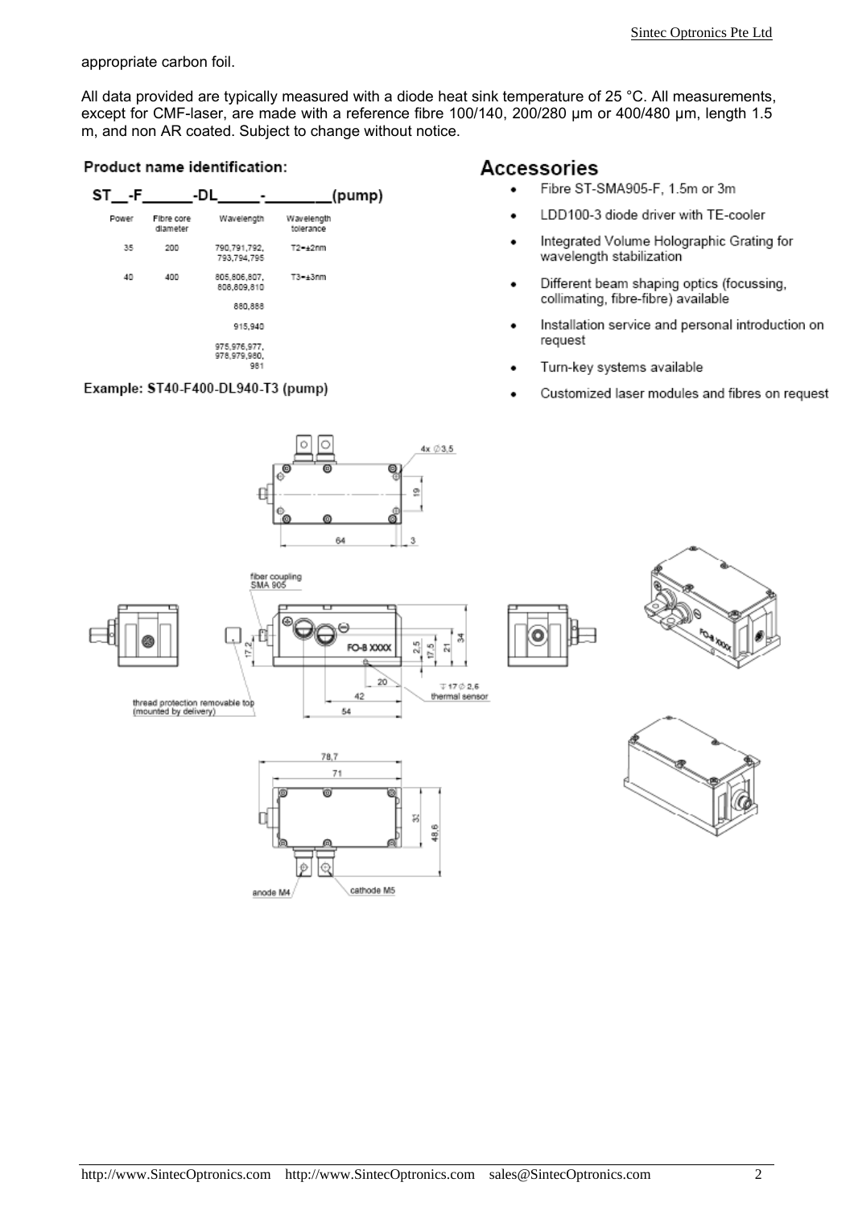appropriate carbon foil.

All data provided are typically measured with a diode heat sink temperature of 25 °C. All measurements, except for CMF-laser, are made with a reference fibre 100/140, 200/280 µm or 400/480 µm, length 1.5 m, and non AR coated. Subject to change without notice.

## Product name identification:

**ST__-F______-DL_____-________(pump)**

| Power | Fibre core diameter | Wavelength | Wavelength tolerance |
|---|---|---|---|
| 35 | 200 | 790,791,792, 793,794,795 | T2=±2nm |
| 40 | 400 | 805,806,807, 808,809,810 | T3=±3nm |
| | | 880,888 | |
| | | 915,940 | |
| | | 975,976,977, 978,979,980, 981 | |

Example: **ST40-F400-DL940-T3 (pump)**

## Accessories

- Fibre ST-SMA905-F, 1.5m or 3m
- LDD100-3 diode driver with TE-cooler
- Integrated Volume Holographic Grating for wavelength stabilization
- Different beam shaping optics (focussing, collimating, fibre-fibre) available
- Installation service and personal introduction on request
- Turn-key systems available
- Customized laser modules and fibres on request

4x ∅3,5
19
64
3
fiber coupling SMA 905
thread protection removable top (mounted by delivery)
17,2
FO-B XXXX
2,5
17,5
21
34
20
42
54
⊤17 ∅ 2,6 thermal sensor
78,7
71
31
48,6
anode M4
cathode M5